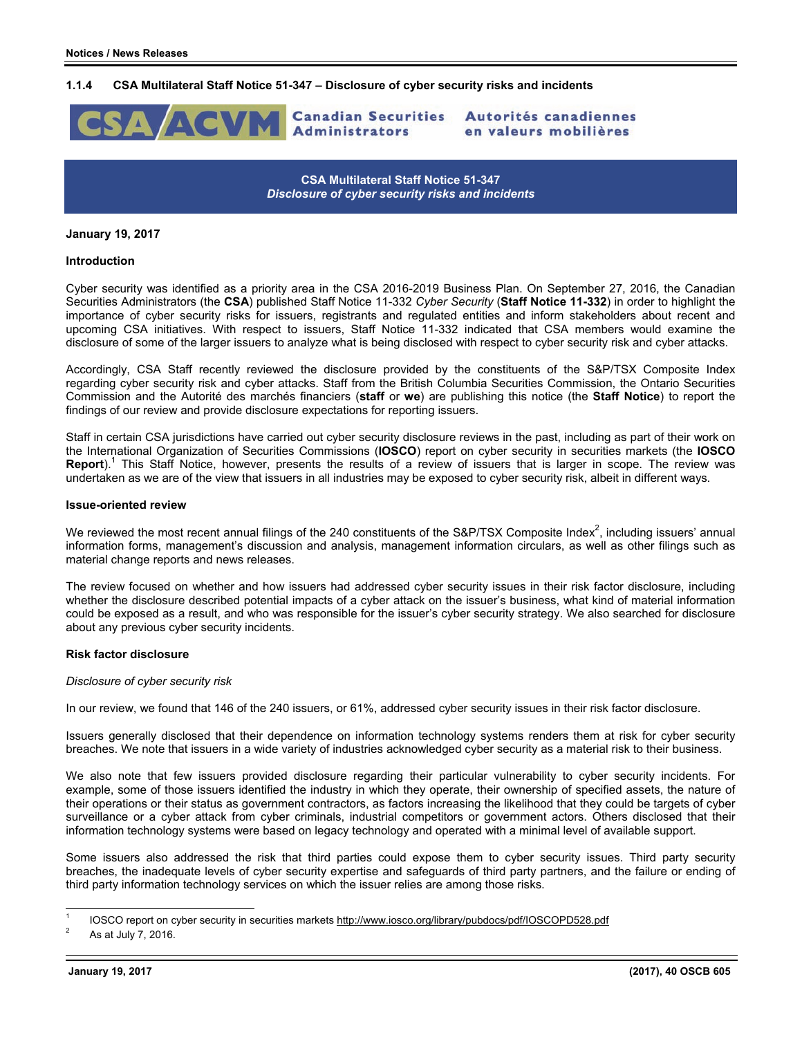### 1.1.4 CSA Multilateral Staff Notice 51-347 – Disclosure of cyber security risks and incidents

CSA/ACVM Canadian Securities Administrators | Autorités canadiennes en valeurs mobilières

## CSA Multilateral Staff Notice 51-347
## *Disclosure of cyber security risks and incidents*

**January 19, 2017**

**Introduction**

Cyber security was identified as a priority area in the CSA 2016-2019 Business Plan. On September 27, 2016, the Canadian Securities Administrators (the **CSA**) published Staff Notice 11-332 *Cyber Security* (**Staff Notice 11-332**) in order to highlight the importance of cyber security risks for issuers, registrants and regulated entities and inform stakeholders about recent and upcoming CSA initiatives. With respect to issuers, Staff Notice 11-332 indicated that CSA members would examine the disclosure of some of the larger issuers to analyze what is being disclosed with respect to cyber security risk and cyber attacks.

Accordingly, CSA Staff recently reviewed the disclosure provided by the constituents of the S&P/TSX Composite Index regarding cyber security risk and cyber attacks. Staff from the British Columbia Securities Commission, the Ontario Securities Commission and the Autorité des marchés financiers (**staff** or **we**) are publishing this notice (the **Staff Notice**) to report the findings of our review and provide disclosure expectations for reporting issuers.

Staff in certain CSA jurisdictions have carried out cyber security disclosure reviews in the past, including as part of their work on the International Organization of Securities Commissions (**IOSCO**) report on cyber security in securities markets (the **IOSCO Report**).[1] This Staff Notice, however, presents the results of a review of issuers that is larger in scope. The review was undertaken as we are of the view that issuers in all industries may be exposed to cyber security risk, albeit in different ways.

**Issue-oriented review**

We reviewed the most recent annual filings of the 240 constituents of the S&P/TSX Composite Index[2], including issuers' annual information forms, management's discussion and analysis, management information circulars, as well as other filings such as material change reports and news releases.

The review focused on whether and how issuers had addressed cyber security issues in their risk factor disclosure, including whether the disclosure described potential impacts of a cyber attack on the issuer's business, what kind of material information could be exposed as a result, and who was responsible for the issuer's cyber security strategy. We also searched for disclosure about any previous cyber security incidents.

**Risk factor disclosure**

*Disclosure of cyber security risk*

In our review, we found that 146 of the 240 issuers, or 61%, addressed cyber security issues in their risk factor disclosure.

Issuers generally disclosed that their dependence on information technology systems renders them at risk for cyber security breaches. We note that issuers in a wide variety of industries acknowledged cyber security as a material risk to their business.

We also note that few issuers provided disclosure regarding their particular vulnerability to cyber security incidents. For example, some of those issuers identified the industry in which they operate, their ownership of specified assets, the nature of their operations or their status as government contractors, as factors increasing the likelihood that they could be targets of cyber surveillance or a cyber attack from cyber criminals, industrial competitors or government actors. Others disclosed that their information technology systems were based on legacy technology and operated with a minimal level of available support.

Some issuers also addressed the risk that third parties could expose them to cyber security issues. Third party security breaches, the inadequate levels of cyber security expertise and safeguards of third party partners, and the failure or ending of third party information technology services on which the issuer relies are among those risks.

---

[1] IOSCO report on cyber security in securities markets http://www.iosco.org/library/pubdocs/pdf/IOSCOPD528.pdf

[2] As at July 7, 2016.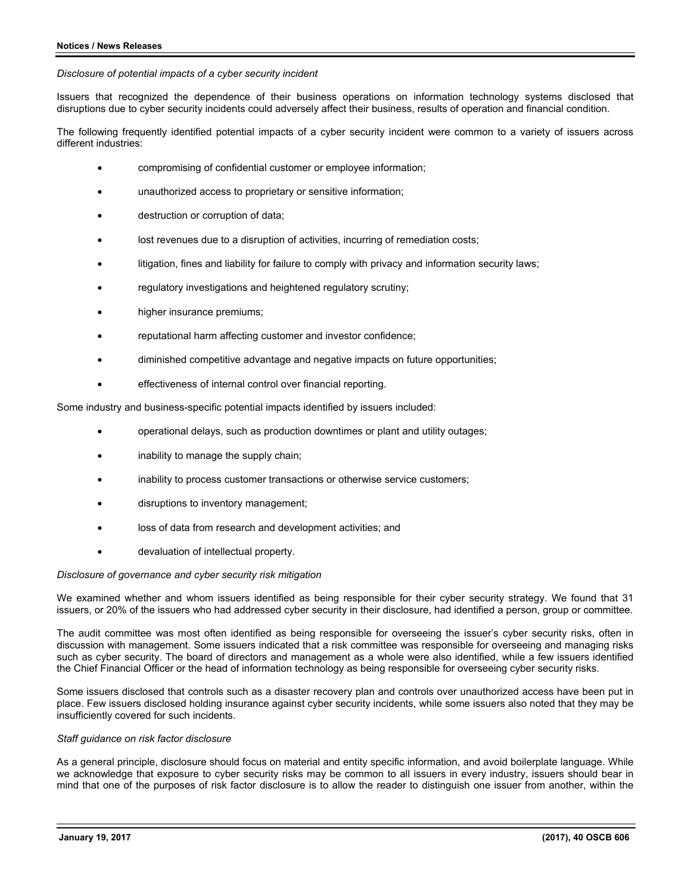*Disclosure of potential impacts of a cyber security incident*

Issuers that recognized the dependence of their business operations on information technology systems disclosed that disruptions due to cyber security incidents could adversely affect their business, results of operation and financial condition.

The following frequently identified potential impacts of a cyber security incident were common to a variety of issuers across different industries:

- compromising of confidential customer or employee information;
- unauthorized access to proprietary or sensitive information;
- destruction or corruption of data;
- lost revenues due to a disruption of activities, incurring of remediation costs;
- litigation, fines and liability for failure to comply with privacy and information security laws;
- regulatory investigations and heightened regulatory scrutiny;
- higher insurance premiums;
- reputational harm affecting customer and investor confidence;
- diminished competitive advantage and negative impacts on future opportunities;
- effectiveness of internal control over financial reporting.

Some industry and business-specific potential impacts identified by issuers included:

- operational delays, such as production downtimes or plant and utility outages;
- inability to manage the supply chain;
- inability to process customer transactions or otherwise service customers;
- disruptions to inventory management;
- loss of data from research and development activities; and
- devaluation of intellectual property.

*Disclosure of governance and cyber security risk mitigation*

We examined whether and whom issuers identified as being responsible for their cyber security strategy. We found that 31 issuers, or 20% of the issuers who had addressed cyber security in their disclosure, had identified a person, group or committee.

The audit committee was most often identified as being responsible for overseeing the issuer's cyber security risks, often in discussion with management. Some issuers indicated that a risk committee was responsible for overseeing and managing risks such as cyber security. The board of directors and management as a whole were also identified, while a few issuers identified the Chief Financial Officer or the head of information technology as being responsible for overseeing cyber security risks.

Some issuers disclosed that controls such as a disaster recovery plan and controls over unauthorized access have been put in place. Few issuers disclosed holding insurance against cyber security incidents, while some issuers also noted that they may be insufficiently covered for such incidents.

*Staff guidance on risk factor disclosure*

As a general principle, disclosure should focus on material and entity specific information, and avoid boilerplate language. While we acknowledge that exposure to cyber security risks may be common to all issuers in every industry, issuers should bear in mind that one of the purposes of risk factor disclosure is to allow the reader to distinguish one issuer from another, within the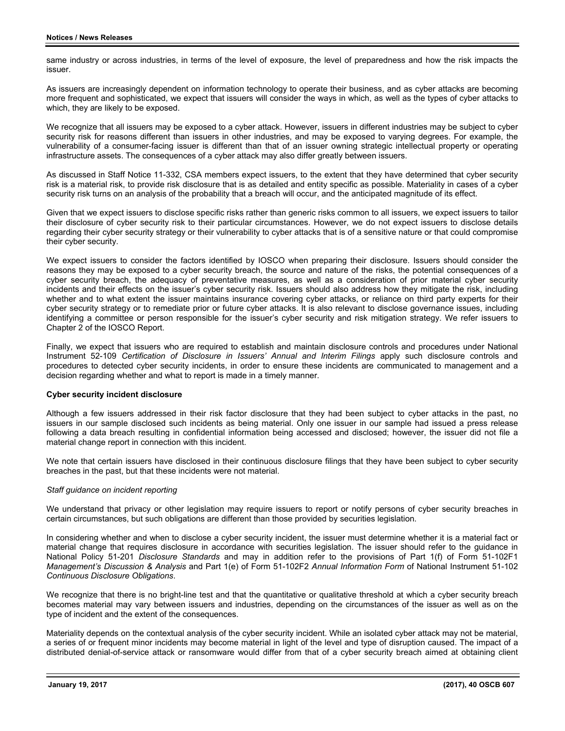same industry or across industries, in terms of the level of exposure, the level of preparedness and how the risk impacts the issuer.

As issuers are increasingly dependent on information technology to operate their business, and as cyber attacks are becoming more frequent and sophisticated, we expect that issuers will consider the ways in which, as well as the types of cyber attacks to which, they are likely to be exposed.

We recognize that all issuers may be exposed to a cyber attack. However, issuers in different industries may be subject to cyber security risk for reasons different than issuers in other industries, and may be exposed to varying degrees. For example, the vulnerability of a consumer-facing issuer is different than that of an issuer owning strategic intellectual property or operating infrastructure assets. The consequences of a cyber attack may also differ greatly between issuers.

As discussed in Staff Notice 11-332, CSA members expect issuers, to the extent that they have determined that cyber security risk is a material risk, to provide risk disclosure that is as detailed and entity specific as possible. Materiality in cases of a cyber security risk turns on an analysis of the probability that a breach will occur, and the anticipated magnitude of its effect.

Given that we expect issuers to disclose specific risks rather than generic risks common to all issuers, we expect issuers to tailor their disclosure of cyber security risk to their particular circumstances. However, we do not expect issuers to disclose details regarding their cyber security strategy or their vulnerability to cyber attacks that is of a sensitive nature or that could compromise their cyber security.

We expect issuers to consider the factors identified by IOSCO when preparing their disclosure. Issuers should consider the reasons they may be exposed to a cyber security breach, the source and nature of the risks, the potential consequences of a cyber security breach, the adequacy of preventative measures, as well as a consideration of prior material cyber security incidents and their effects on the issuer's cyber security risk. Issuers should also address how they mitigate the risk, including whether and to what extent the issuer maintains insurance covering cyber attacks, or reliance on third party experts for their cyber security strategy or to remediate prior or future cyber attacks. It is also relevant to disclose governance issues, including identifying a committee or person responsible for the issuer's cyber security and risk mitigation strategy. We refer issuers to Chapter 2 of the IOSCO Report.

Finally, we expect that issuers who are required to establish and maintain disclosure controls and procedures under National Instrument 52-109 *Certification of Disclosure in Issuers' Annual and Interim Filings* apply such disclosure controls and procedures to detected cyber security incidents, in order to ensure these incidents are communicated to management and a decision regarding whether and what to report is made in a timely manner.

**Cyber security incident disclosure**

Although a few issuers addressed in their risk factor disclosure that they had been subject to cyber attacks in the past, no issuers in our sample disclosed such incidents as being material. Only one issuer in our sample had issued a press release following a data breach resulting in confidential information being accessed and disclosed; however, the issuer did not file a material change report in connection with this incident.

We note that certain issuers have disclosed in their continuous disclosure filings that they have been subject to cyber security breaches in the past, but that these incidents were not material.

*Staff guidance on incident reporting*

We understand that privacy or other legislation may require issuers to report or notify persons of cyber security breaches in certain circumstances, but such obligations are different than those provided by securities legislation.

In considering whether and when to disclose a cyber security incident, the issuer must determine whether it is a material fact or material change that requires disclosure in accordance with securities legislation. The issuer should refer to the guidance in National Policy 51-201 *Disclosure Standards* and may in addition refer to the provisions of Part 1(f) of Form 51-102F1 *Management's Discussion & Analysis* and Part 1(e) of Form 51-102F2 *Annual Information Form* of National Instrument 51-102 *Continuous Disclosure Obligations*.

We recognize that there is no bright-line test and that the quantitative or qualitative threshold at which a cyber security breach becomes material may vary between issuers and industries, depending on the circumstances of the issuer as well as on the type of incident and the extent of the consequences.

Materiality depends on the contextual analysis of the cyber security incident. While an isolated cyber attack may not be material, a series of or frequent minor incidents may become material in light of the level and type of disruption caused. The impact of a distributed denial-of-service attack or ransomware would differ from that of a cyber security breach aimed at obtaining client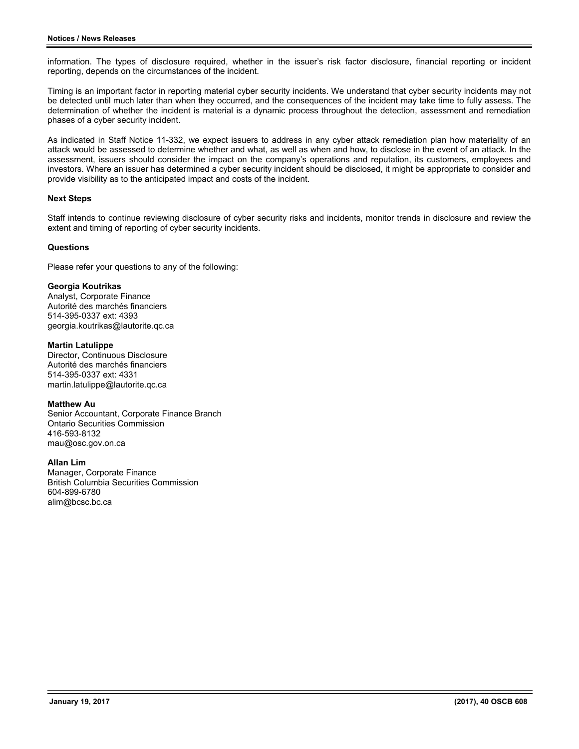information. The types of disclosure required, whether in the issuer's risk factor disclosure, financial reporting or incident reporting, depends on the circumstances of the incident.

Timing is an important factor in reporting material cyber security incidents. We understand that cyber security incidents may not be detected until much later than when they occurred, and the consequences of the incident may take time to fully assess. The determination of whether the incident is material is a dynamic process throughout the detection, assessment and remediation phases of a cyber security incident.

As indicated in Staff Notice 11-332, we expect issuers to address in any cyber attack remediation plan how materiality of an attack would be assessed to determine whether and what, as well as when and how, to disclose in the event of an attack. In the assessment, issuers should consider the impact on the company's operations and reputation, its customers, employees and investors. Where an issuer has determined a cyber security incident should be disclosed, it might be appropriate to consider and provide visibility as to the anticipated impact and costs of the incident.

**Next Steps**

Staff intends to continue reviewing disclosure of cyber security risks and incidents, monitor trends in disclosure and review the extent and timing of reporting of cyber security incidents.

**Questions**

Please refer your questions to any of the following:

**Georgia Koutrikas**
Analyst, Corporate Finance
Autorité des marchés financiers
514-395-0337 ext: 4393
georgia.koutrikas@lautorite.qc.ca

**Martin Latulippe**
Director, Continuous Disclosure
Autorité des marchés financiers
514-395-0337 ext: 4331
martin.latulippe@lautorite.qc.ca

**Matthew Au**
Senior Accountant, Corporate Finance Branch
Ontario Securities Commission
416-593-8132
mau@osc.gov.on.ca

**Allan Lim**
Manager, Corporate Finance
British Columbia Securities Commission
604-899-6780
alim@bcsc.bc.ca